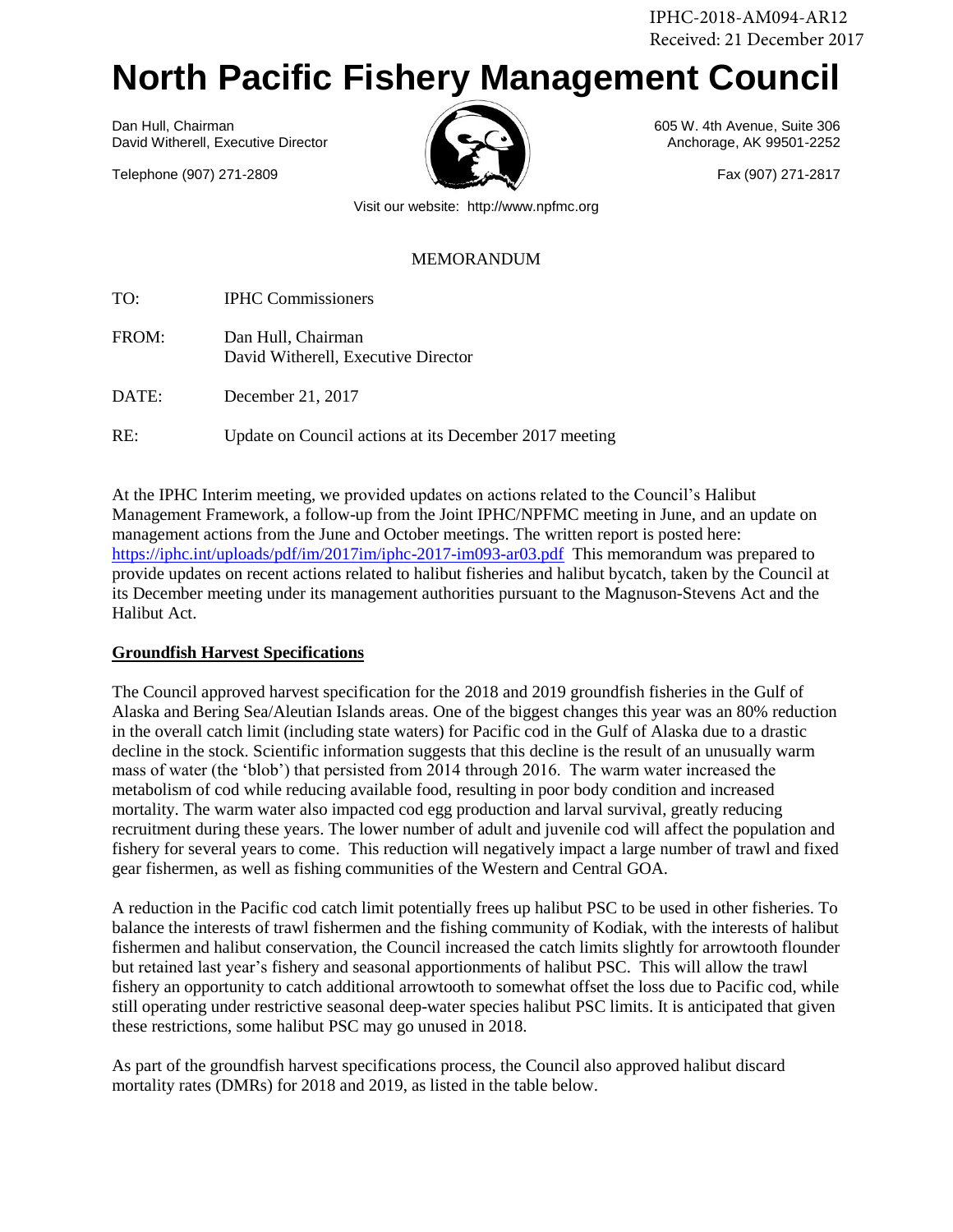IPHC-2018-AM094-AR12
Received: 21 December 2017

# North Pacific Fishery Management Council

Dan Hull, Chairman
David Witherell, Executive Director

Telephone (907) 271-2809

605 W. 4th Avenue, Suite 306
Anchorage, AK 99501-2252

Fax (907) 271-2817

Visit our website: http://www.npfmc.org

MEMORANDUM

TO: IPHC Commissioners

FROM: Dan Hull, Chairman
David Witherell, Executive Director

DATE: December 21, 2017

RE: Update on Council actions at its December 2017 meeting

At the IPHC Interim meeting, we provided updates on actions related to the Council's Halibut Management Framework, a follow-up from the Joint IPHC/NPFMC meeting in June, and an update on management actions from the June and October meetings. The written report is posted here: https://iphc.int/uploads/pdf/im/2017im/iphc-2017-im093-ar03.pdf This memorandum was prepared to provide updates on recent actions related to halibut fisheries and halibut bycatch, taken by the Council at its December meeting under its management authorities pursuant to the Magnuson-Stevens Act and the Halibut Act.

**Groundfish Harvest Specifications**

The Council approved harvest specification for the 2018 and 2019 groundfish fisheries in the Gulf of Alaska and Bering Sea/Aleutian Islands areas. One of the biggest changes this year was an 80% reduction in the overall catch limit (including state waters) for Pacific cod in the Gulf of Alaska due to a drastic decline in the stock. Scientific information suggests that this decline is the result of an unusually warm mass of water (the 'blob') that persisted from 2014 through 2016. The warm water increased the metabolism of cod while reducing available food, resulting in poor body condition and increased mortality. The warm water also impacted cod egg production and larval survival, greatly reducing recruitment during these years. The lower number of adult and juvenile cod will affect the population and fishery for several years to come. This reduction will negatively impact a large number of trawl and fixed gear fishermen, as well as fishing communities of the Western and Central GOA.

A reduction in the Pacific cod catch limit potentially frees up halibut PSC to be used in other fisheries. To balance the interests of trawl fishermen and the fishing community of Kodiak, with the interests of halibut fishermen and halibut conservation, the Council increased the catch limits slightly for arrowtooth flounder but retained last year's fishery and seasonal apportionments of halibut PSC. This will allow the trawl fishery an opportunity to catch additional arrowtooth to somewhat offset the loss due to Pacific cod, while still operating under restrictive seasonal deep-water species halibut PSC limits. It is anticipated that given these restrictions, some halibut PSC may go unused in 2018.

As part of the groundfish harvest specifications process, the Council also approved halibut discard mortality rates (DMRs) for 2018 and 2019, as listed in the table below.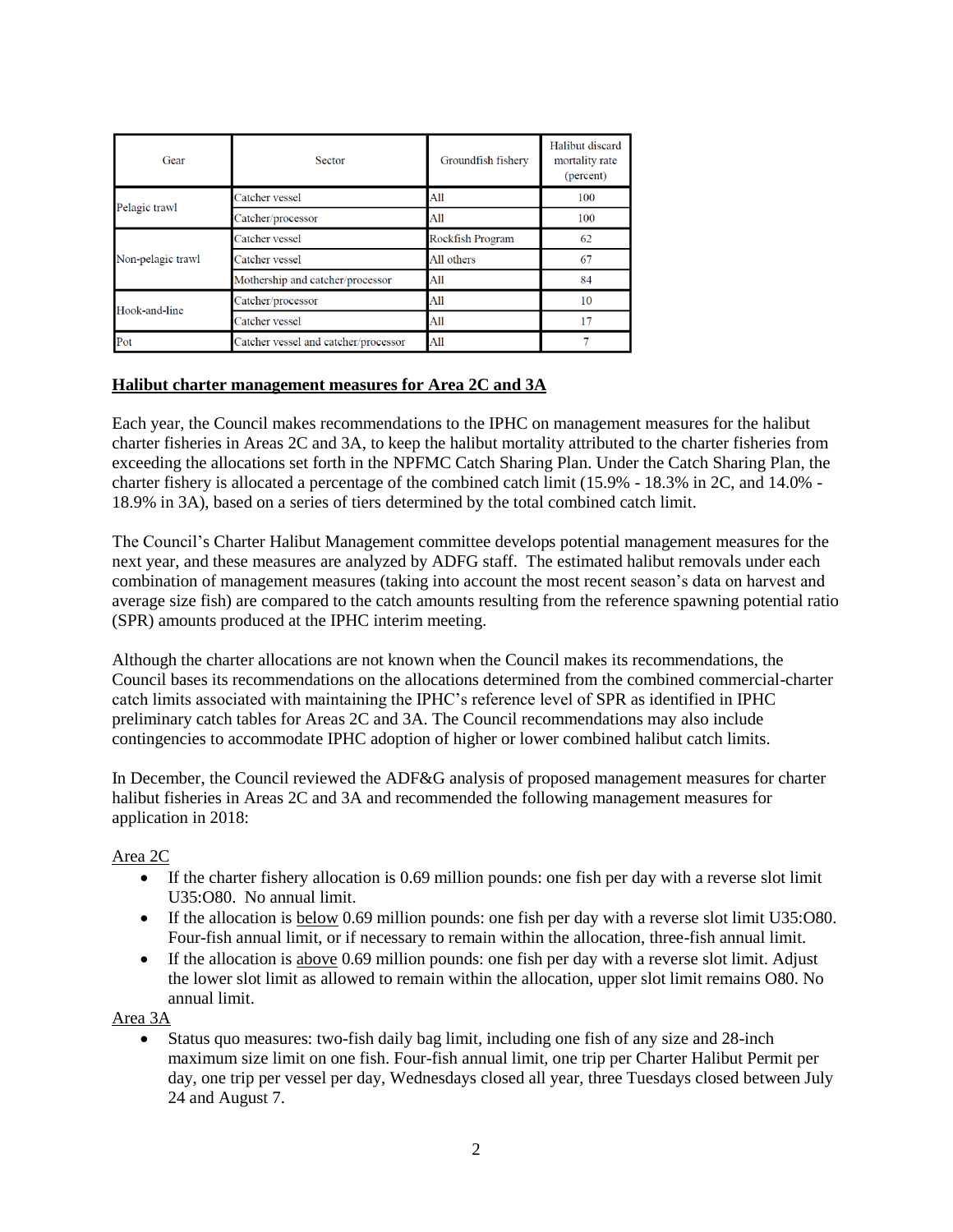| Gear | Sector | Groundfish fishery | Halibut discard mortality rate (percent) |
|---|---|---|---|
| Pelagic trawl | Catcher vessel | All | 100 |
| | Catcher/processor | All | 100 |
| Non-pelagic trawl | Catcher vessel | Rockfish Program | 62 |
| | Catcher vessel | All others | 67 |
| | Mothership and catcher/processor | All | 84 |
| Hook-and-line | Catcher/processor | All | 10 |
| | Catcher vessel | All | 17 |
| Pot | Catcher vessel and catcher/processor | All | 7 |

**Halibut charter management measures for Area 2C and 3A**

Each year, the Council makes recommendations to the IPHC on management measures for the halibut charter fisheries in Areas 2C and 3A, to keep the halibut mortality attributed to the charter fisheries from exceeding the allocations set forth in the NPFMC Catch Sharing Plan. Under the Catch Sharing Plan, the charter fishery is allocated a percentage of the combined catch limit (15.9% - 18.3% in 2C, and 14.0% - 18.9% in 3A), based on a series of tiers determined by the total combined catch limit.

The Council's Charter Halibut Management committee develops potential management measures for the next year, and these measures are analyzed by ADFG staff. The estimated halibut removals under each combination of management measures (taking into account the most recent season's data on harvest and average size fish) are compared to the catch amounts resulting from the reference spawning potential ratio (SPR) amounts produced at the IPHC interim meeting.

Although the charter allocations are not known when the Council makes its recommendations, the Council bases its recommendations on the allocations determined from the combined commercial-charter catch limits associated with maintaining the IPHC's reference level of SPR as identified in IPHC preliminary catch tables for Areas 2C and 3A. The Council recommendations may also include contingencies to accommodate IPHC adoption of higher or lower combined halibut catch limits.

In December, the Council reviewed the ADF&G analysis of proposed management measures for charter halibut fisheries in Areas 2C and 3A and recommended the following management measures for application in 2018:

Area 2C

- If the charter fishery allocation is 0.69 million pounds: one fish per day with a reverse slot limit U35:O80. No annual limit.
- If the allocation is below 0.69 million pounds: one fish per day with a reverse slot limit U35:O80. Four-fish annual limit, or if necessary to remain within the allocation, three-fish annual limit.
- If the allocation is above 0.69 million pounds: one fish per day with a reverse slot limit. Adjust the lower slot limit as allowed to remain within the allocation, upper slot limit remains O80. No annual limit.

Area 3A

- Status quo measures: two-fish daily bag limit, including one fish of any size and 28-inch maximum size limit on one fish. Four-fish annual limit, one trip per Charter Halibut Permit per day, one trip per vessel per day, Wednesdays closed all year, three Tuesdays closed between July 24 and August 7.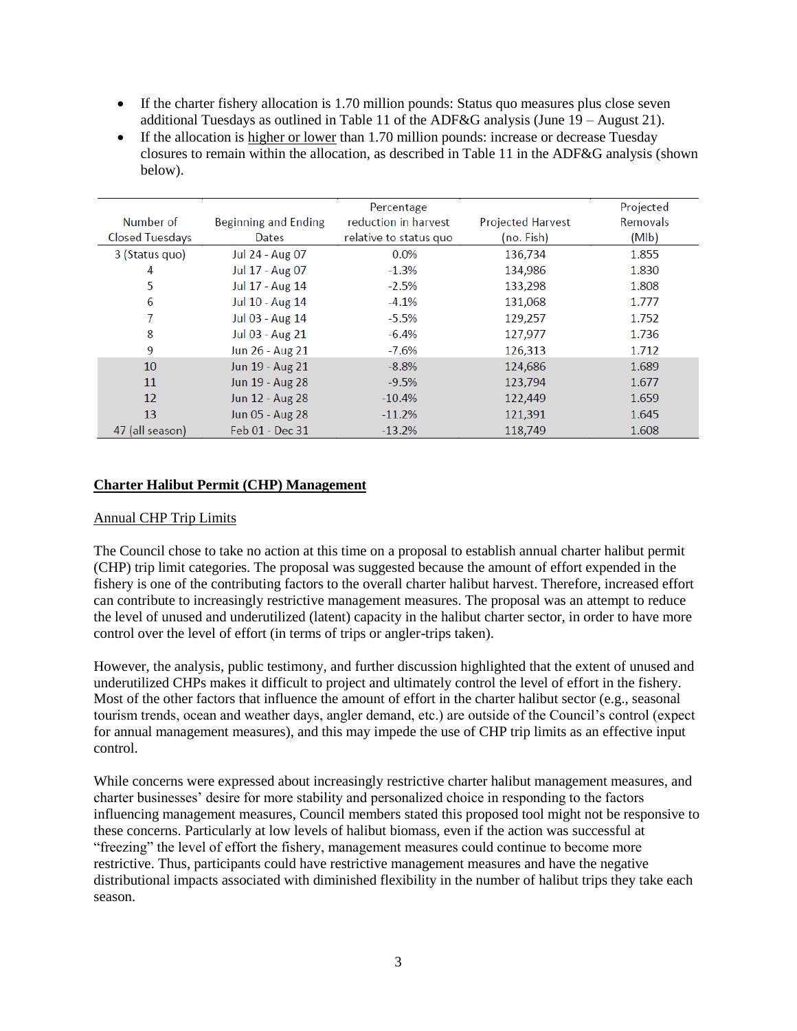- If the charter fishery allocation is 1.70 million pounds: Status quo measures plus close seven additional Tuesdays as outlined in Table 11 of the ADF&G analysis (June 19 – August 21).
- If the allocation is <u>higher or lower</u> than 1.70 million pounds: increase or decrease Tuesday closures to remain within the allocation, as described in Table 11 in the ADF&G analysis (shown below).

| Number of Closed Tuesdays | Beginning and Ending Dates | Percentage reduction in harvest relative to status quo | Projected Harvest (no. Fish) | Projected Removals (Mlb) |
|---|---|---|---|---|
| 3 (Status quo) | Jul 24 - Aug 07 | 0.0% | 136,734 | 1.855 |
| 4 | Jul 17 - Aug 07 | -1.3% | 134,986 | 1.830 |
| 5 | Jul 17 - Aug 14 | -2.5% | 133,298 | 1.808 |
| 6 | Jul 10 - Aug 14 | -4.1% | 131,068 | 1.777 |
| 7 | Jul 03 - Aug 14 | -5.5% | 129,257 | 1.752 |
| 8 | Jul 03 - Aug 21 | -6.4% | 127,977 | 1.736 |
| 9 | Jun 26 - Aug 21 | -7.6% | 126,313 | 1.712 |
| 10 | Jun 19 - Aug 21 | -8.8% | 124,686 | 1.689 |
| 11 | Jun 19 - Aug 28 | -9.5% | 123,794 | 1.677 |
| 12 | Jun 12 - Aug 28 | -10.4% | 122,449 | 1.659 |
| 13 | Jun 05 - Aug 28 | -11.2% | 121,391 | 1.645 |
| 47 (all season) | Feb 01 - Dec 31 | -13.2% | 118,749 | 1.608 |

## Charter Halibut Permit (CHP) Management

### Annual CHP Trip Limits

The Council chose to take no action at this time on a proposal to establish annual charter halibut permit (CHP) trip limit categories. The proposal was suggested because the amount of effort expended in the fishery is one of the contributing factors to the overall charter halibut harvest. Therefore, increased effort can contribute to increasingly restrictive management measures. The proposal was an attempt to reduce the level of unused and underutilized (latent) capacity in the halibut charter sector, in order to have more control over the level of effort (in terms of trips or angler-trips taken).

However, the analysis, public testimony, and further discussion highlighted that the extent of unused and underutilized CHPs makes it difficult to project and ultimately control the level of effort in the fishery. Most of the other factors that influence the amount of effort in the charter halibut sector (e.g., seasonal tourism trends, ocean and weather days, angler demand, etc.) are outside of the Council's control (expect for annual management measures), and this may impede the use of CHP trip limits as an effective input control.

While concerns were expressed about increasingly restrictive charter halibut management measures, and charter businesses' desire for more stability and personalized choice in responding to the factors influencing management measures, Council members stated this proposed tool might not be responsive to these concerns. Particularly at low levels of halibut biomass, even if the action was successful at "freezing" the level of effort the fishery, management measures could continue to become more restrictive. Thus, participants could have restrictive management measures and have the negative distributional impacts associated with diminished flexibility in the number of halibut trips they take each season.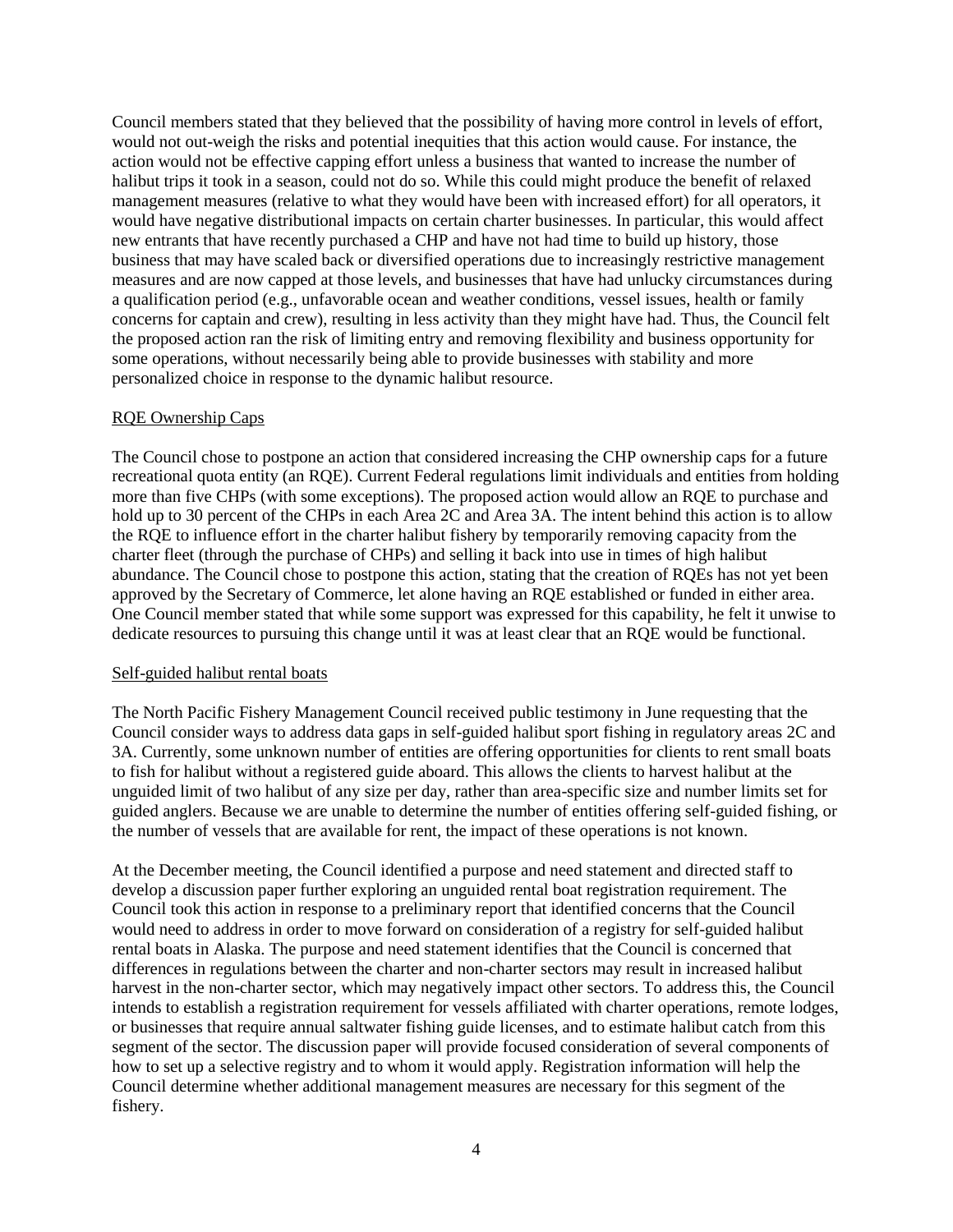Council members stated that they believed that the possibility of having more control in levels of effort, would not out-weigh the risks and potential inequities that this action would cause. For instance, the action would not be effective capping effort unless a business that wanted to increase the number of halibut trips it took in a season, could not do so. While this could might produce the benefit of relaxed management measures (relative to what they would have been with increased effort) for all operators, it would have negative distributional impacts on certain charter businesses. In particular, this would affect new entrants that have recently purchased a CHP and have not had time to build up history, those business that may have scaled back or diversified operations due to increasingly restrictive management measures and are now capped at those levels, and businesses that have had unlucky circumstances during a qualification period (e.g., unfavorable ocean and weather conditions, vessel issues, health or family concerns for captain and crew), resulting in less activity than they might have had. Thus, the Council felt the proposed action ran the risk of limiting entry and removing flexibility and business opportunity for some operations, without necessarily being able to provide businesses with stability and more personalized choice in response to the dynamic halibut resource.

RQE Ownership Caps

The Council chose to postpone an action that considered increasing the CHP ownership caps for a future recreational quota entity (an RQE). Current Federal regulations limit individuals and entities from holding more than five CHPs (with some exceptions). The proposed action would allow an RQE to purchase and hold up to 30 percent of the CHPs in each Area 2C and Area 3A. The intent behind this action is to allow the RQE to influence effort in the charter halibut fishery by temporarily removing capacity from the charter fleet (through the purchase of CHPs) and selling it back into use in times of high halibut abundance. The Council chose to postpone this action, stating that the creation of RQEs has not yet been approved by the Secretary of Commerce, let alone having an RQE established or funded in either area. One Council member stated that while some support was expressed for this capability, he felt it unwise to dedicate resources to pursuing this change until it was at least clear that an RQE would be functional.

Self-guided halibut rental boats

The North Pacific Fishery Management Council received public testimony in June requesting that the Council consider ways to address data gaps in self-guided halibut sport fishing in regulatory areas 2C and 3A. Currently, some unknown number of entities are offering opportunities for clients to rent small boats to fish for halibut without a registered guide aboard. This allows the clients to harvest halibut at the unguided limit of two halibut of any size per day, rather than area-specific size and number limits set for guided anglers. Because we are unable to determine the number of entities offering self-guided fishing, or the number of vessels that are available for rent, the impact of these operations is not known.

At the December meeting, the Council identified a purpose and need statement and directed staff to develop a discussion paper further exploring an unguided rental boat registration requirement. The Council took this action in response to a preliminary report that identified concerns that the Council would need to address in order to move forward on consideration of a registry for self-guided halibut rental boats in Alaska. The purpose and need statement identifies that the Council is concerned that differences in regulations between the charter and non-charter sectors may result in increased halibut harvest in the non-charter sector, which may negatively impact other sectors. To address this, the Council intends to establish a registration requirement for vessels affiliated with charter operations, remote lodges, or businesses that require annual saltwater fishing guide licenses, and to estimate halibut catch from this segment of the sector. The discussion paper will provide focused consideration of several components of how to set up a selective registry and to whom it would apply. Registration information will help the Council determine whether additional management measures are necessary for this segment of the fishery.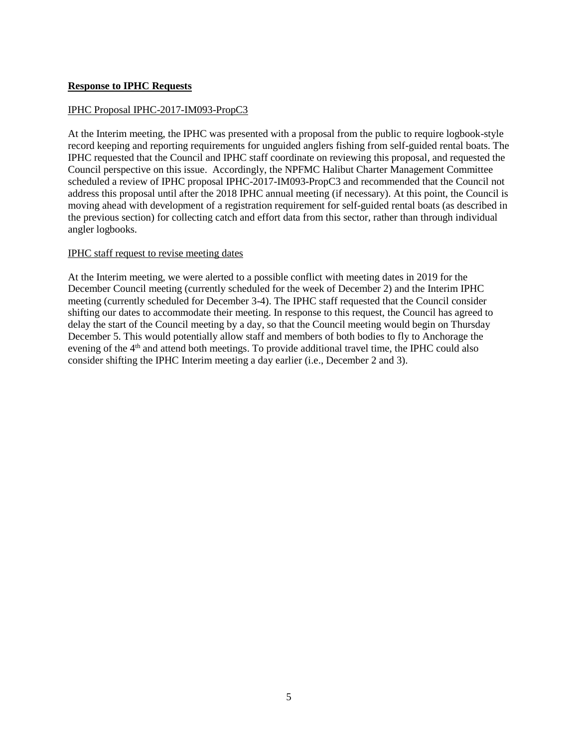**Response to IPHC Requests**

IPHC Proposal IPHC-2017-IM093-PropC3

At the Interim meeting, the IPHC was presented with a proposal from the public to require logbook-style record keeping and reporting requirements for unguided anglers fishing from self-guided rental boats. The IPHC requested that the Council and IPHC staff coordinate on reviewing this proposal, and requested the Council perspective on this issue. Accordingly, the NPFMC Halibut Charter Management Committee scheduled a review of IPHC proposal IPHC-2017-IM093-PropC3 and recommended that the Council not address this proposal until after the 2018 IPHC annual meeting (if necessary). At this point, the Council is moving ahead with development of a registration requirement for self-guided rental boats (as described in the previous section) for collecting catch and effort data from this sector, rather than through individual angler logbooks.

IPHC staff request to revise meeting dates

At the Interim meeting, we were alerted to a possible conflict with meeting dates in 2019 for the December Council meeting (currently scheduled for the week of December 2) and the Interim IPHC meeting (currently scheduled for December 3-4). The IPHC staff requested that the Council consider shifting our dates to accommodate their meeting. In response to this request, the Council has agreed to delay the start of the Council meeting by a day, so that the Council meeting would begin on Thursday December 5. This would potentially allow staff and members of both bodies to fly to Anchorage the evening of the 4th and attend both meetings. To provide additional travel time, the IPHC could also consider shifting the IPHC Interim meeting a day earlier (i.e., December 2 and 3).